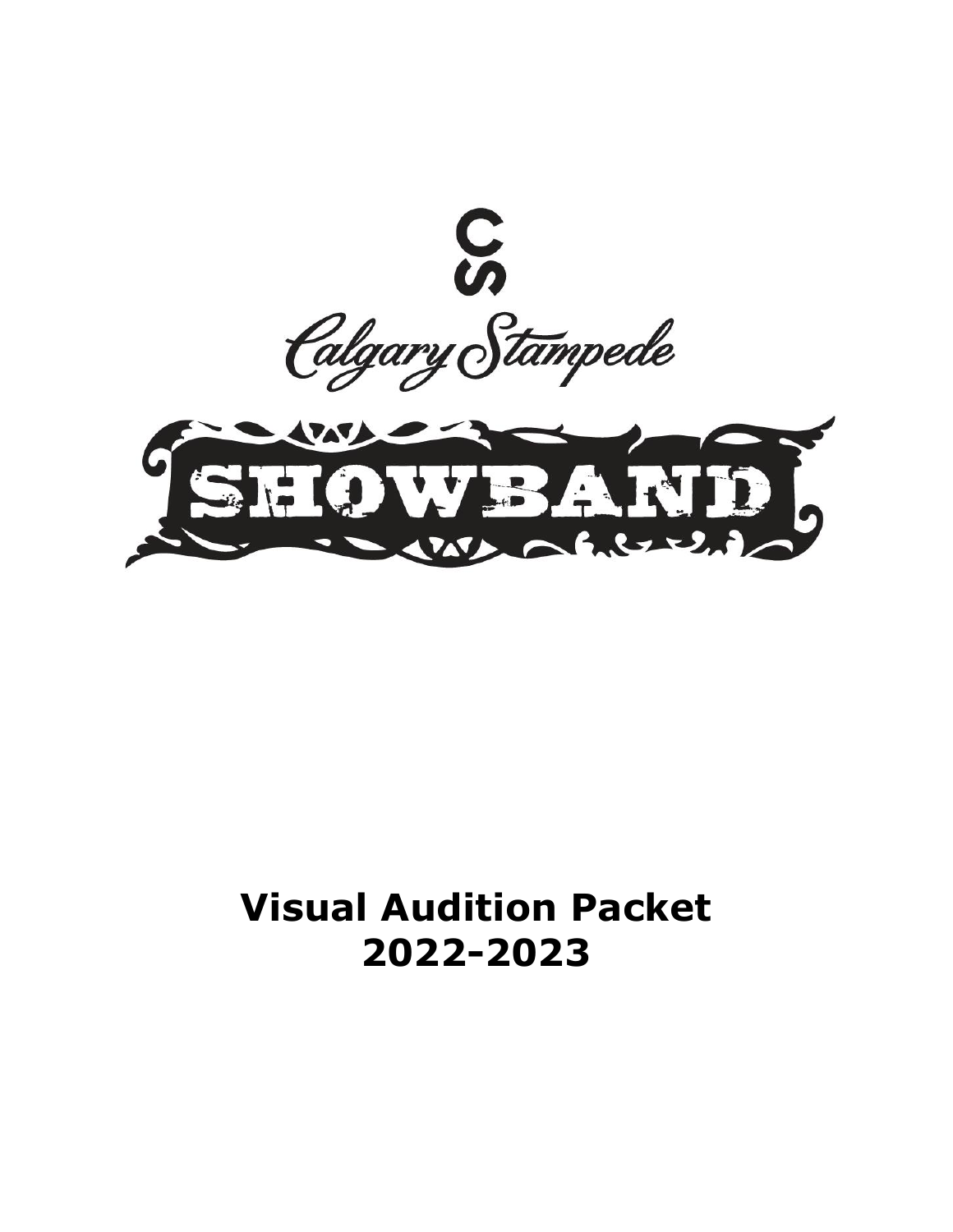CS

Calgary Stampede

SHOWBAND

# Visual Audition Packet 2022-2023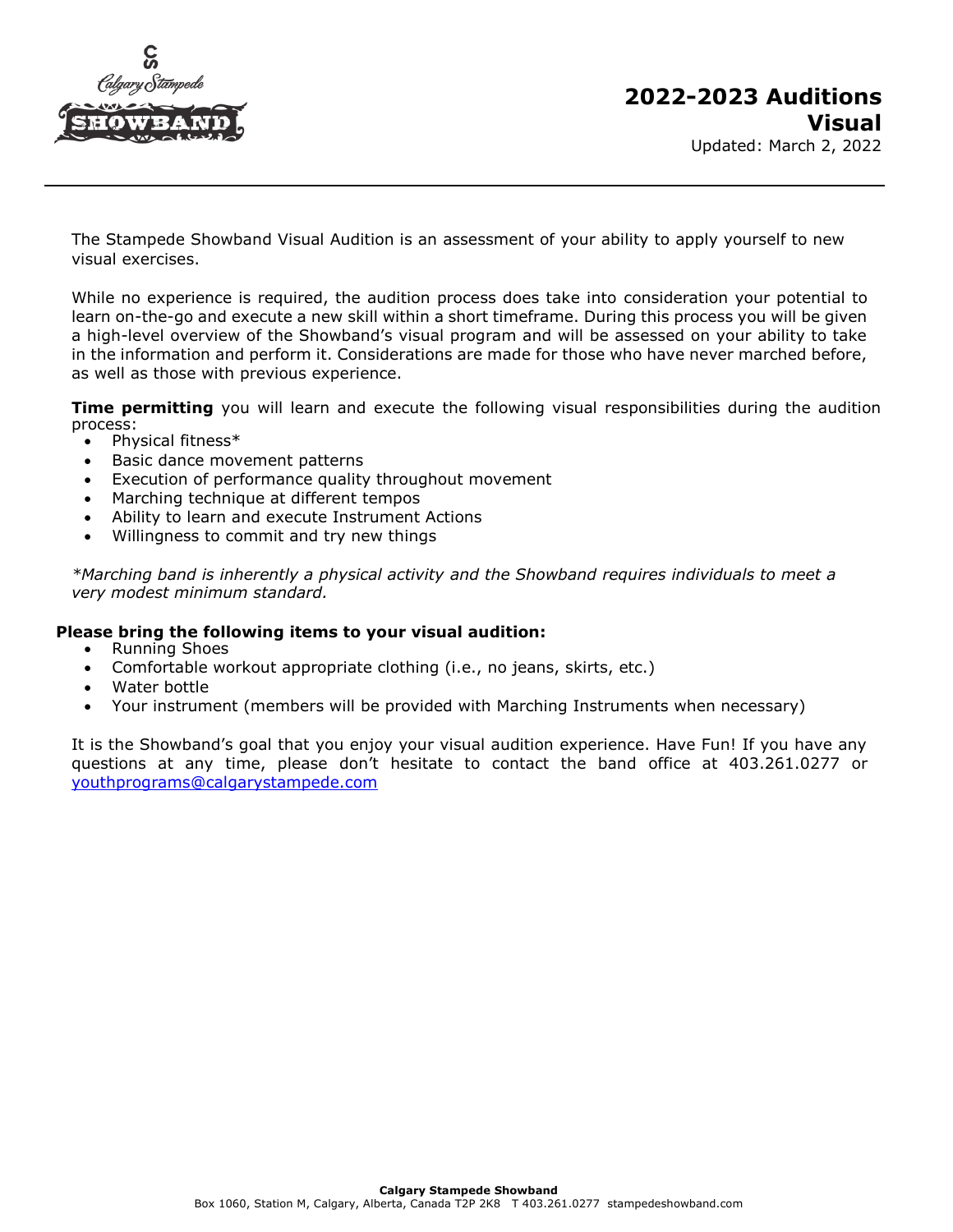# 2022-2023 Auditions Visual

Updated: March 2, 2022

The Stampede Showband Visual Audition is an assessment of your ability to apply yourself to new visual exercises.

While no experience is required, the audition process does take into consideration your potential to learn on-the-go and execute a new skill within a short timeframe. During this process you will be given a high-level overview of the Showband's visual program and will be assessed on your ability to take in the information and perform it. Considerations are made for those who have never marched before, as well as those with previous experience.

**Time permitting** you will learn and execute the following visual responsibilities during the audition process:

- Physical fitness*
- Basic dance movement patterns
- Execution of performance quality throughout movement
- Marching technique at different tempos
- Ability to learn and execute Instrument Actions
- Willingness to commit and try new things

*\*Marching band is inherently a physical activity and the Showband requires individuals to meet a very modest minimum standard.*

**Please bring the following items to your visual audition:**

- Running Shoes
- Comfortable workout appropriate clothing (i.e., no jeans, skirts, etc.)
- Water bottle
- Your instrument (members will be provided with Marching Instruments when necessary)

It is the Showband's goal that you enjoy your visual audition experience. Have Fun! If you have any questions at any time, please don't hesitate to contact the band office at 403.261.0277 or youthprograms@calgarystampede.com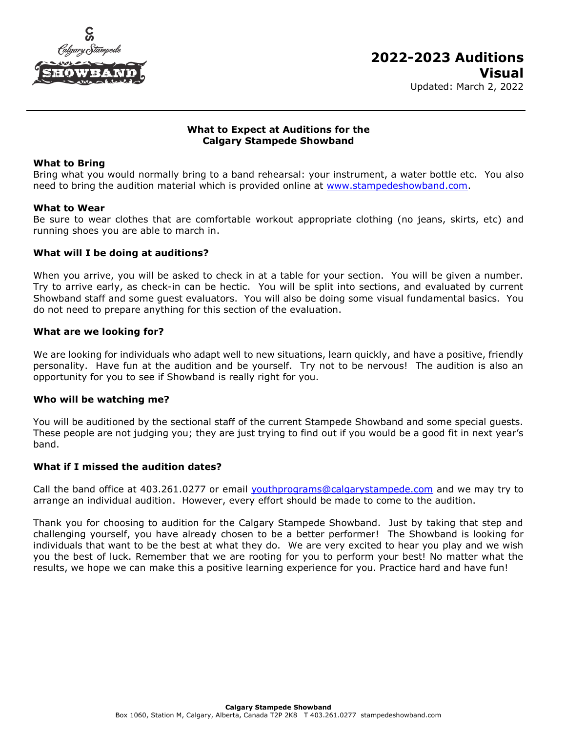# 2022-2023 Auditions Visual

Updated: March 2, 2022

## What to Expect at Auditions for the Calgary Stampede Showband

**What to Bring**

Bring what you would normally bring to a band rehearsal: your instrument, a water bottle etc. You also need to bring the audition material which is provided online at www.stampedeshowband.com.

**What to Wear**

Be sure to wear clothes that are comfortable workout appropriate clothing (no jeans, skirts, etc) and running shoes you are able to march in.

**What will I be doing at auditions?**

When you arrive, you will be asked to check in at a table for your section. You will be given a number. Try to arrive early, as check-in can be hectic. You will be split into sections, and evaluated by current Showband staff and some guest evaluators. You will also be doing some visual fundamental basics. You do not need to prepare anything for this section of the evaluation.

**What are we looking for?**

We are looking for individuals who adapt well to new situations, learn quickly, and have a positive, friendly personality. Have fun at the audition and be yourself. Try not to be nervous! The audition is also an opportunity for you to see if Showband is really right for you.

**Who will be watching me?**

You will be auditioned by the sectional staff of the current Stampede Showband and some special guests. These people are not judging you; they are just trying to find out if you would be a good fit in next year's band.

**What if I missed the audition dates?**

Call the band office at 403.261.0277 or email youthprograms@calgarystampede.com and we may try to arrange an individual audition. However, every effort should be made to come to the audition.

Thank you for choosing to audition for the Calgary Stampede Showband. Just by taking that step and challenging yourself, you have already chosen to be a better performer! The Showband is looking for individuals that want to be the best at what they do. We are very excited to hear you play and we wish you the best of luck. Remember that we are rooting for you to perform your best! No matter what the results, we hope we can make this a positive learning experience for you. Practice hard and have fun!